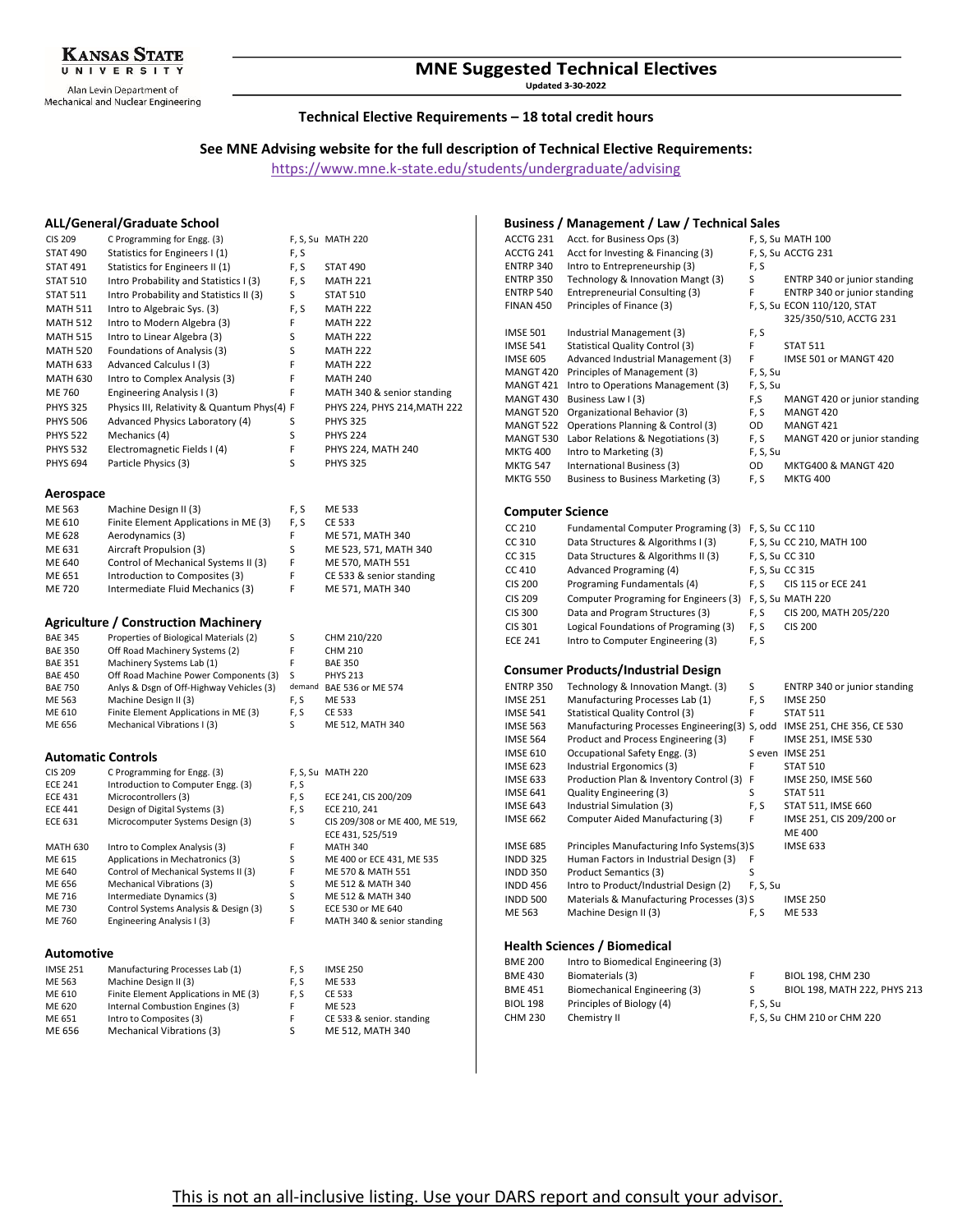Kansas State University
Alan Levin Department of Mechanical and Nuclear Engineering

# MNE Suggested Technical Electives

**Updated 3-30-2022**

## Technical Elective Requirements – 18 total credit hours

### See MNE Advising website for the full description of Technical Elective Requirements:

https://www.mne.k-state.edu/students/undergraduate/advising

### ALL/General/Graduate School

| Course | Title | Offered | Prerequisites |
|---|---|---|---|
| CIS 209 | C Programming for Engg. (3) | F, S, Su | MATH 220 |
| STAT 490 | Statistics for Engineers I (1) | F, S | |
| STAT 491 | Statistics for Engineers II (1) | F, S | STAT 490 |
| STAT 510 | Intro Probability and Statistics I (3) | F, S | MATH 221 |
| STAT 511 | Intro Probability and Statistics II (3) | S | STAT 510 |
| MATH 511 | Intro to Algebraic Sys. (3) | F, S | MATH 222 |
| MATH 512 | Intro to Modern Algebra (3) | F | MATH 222 |
| MATH 515 | Intro to Linear Algebra (3) | S | MATH 222 |
| MATH 520 | Foundations of Analysis (3) | S | MATH 222 |
| MATH 633 | Advanced Calculus I (3) | F | MATH 222 |
| MATH 630 | Intro to Complex Analysis (3) | F | MATH 240 |
| ME 760 | Engineering Analysis I (3) | F | MATH 340 & senior standing |
| PHYS 325 | Physics III, Relativity & Quantum Phys(4) | F | PHYS 224, PHYS 214, MATH 222 |
| PHYS 506 | Advanced Physics Laboratory (4) | S | PHYS 325 |
| PHYS 522 | Mechanics (4) | S | PHYS 224 |
| PHYS 532 | Electromagnetic Fields I (4) | F | PHYS 224, MATH 240 |
| PHYS 694 | Particle Physics (3) | S | PHYS 325 |

### Aerospace

| Course | Title | Offered | Prerequisites |
|---|---|---|---|
| ME 563 | Machine Design II (3) | F, S | ME 533 |
| ME 610 | Finite Element Applications in ME (3) | F, S | CE 533 |
| ME 628 | Aerodynamics (3) | F | ME 571, MATH 340 |
| ME 631 | Aircraft Propulsion (3) | S | ME 523, 571, MATH 340 |
| ME 640 | Control of Mechanical Systems II (3) | F | ME 570, MATH 551 |
| ME 651 | Introduction to Composites (3) | F | CE 533 & senior standing |
| ME 720 | Intermediate Fluid Mechanics (3) | F | ME 571, MATH 340 |

### Agriculture / Construction Machinery

| Course | Title | Offered | Prerequisites |
|---|---|---|---|
| BAE 345 | Properties of Biological Materials (2) | S | CHM 210/220 |
| BAE 350 | Off Road Machinery Systems (2) | F | CHM 210 |
| BAE 351 | Machinery Systems Lab (1) | F | BAE 350 |
| BAE 450 | Off Road Machine Power Components (3) | S | PHYS 213 |
| BAE 750 | Anlys & Dsgn of Off-Highway Vehicles (3) | demand | BAE 536 or ME 574 |
| ME 563 | Machine Design II (3) | F, S | ME 533 |
| ME 610 | Finite Element Applications in ME (3) | F, S | CE 533 |
| ME 656 | Mechanical Vibrations I (3) | S | ME 512, MATH 340 |

### Automatic Controls

| Course | Title | Offered | Prerequisites |
|---|---|---|---|
| CIS 209 | C Programming for Engg. (3) | F, S, Su | MATH 220 |
| ECE 241 | Introduction to Computer Engg. (3) | F, S | |
| ECE 431 | Microcontrollers (3) | F, S | ECE 241, CIS 200/209 |
| ECE 441 | Design of Digital Systems (3) | F, S | ECE 210, 241 |
| ECE 631 | Microcomputer Systems Design (3) | S | CIS 209/308 or ME 400, ME 519, ECE 431, 525/519 |
| MATH 630 | Intro to Complex Analysis (3) | F | MATH 340 |
| ME 615 | Applications in Mechatronics (3) | S | ME 400 or ECE 431, ME 535 |
| ME 640 | Control of Mechanical Systems II (3) | F | ME 570 & MATH 551 |
| ME 656 | Mechanical Vibrations (3) | S | ME 512 & MATH 340 |
| ME 716 | Intermediate Dynamics (3) | S | ME 512 & MATH 340 |
| ME 730 | Control Systems Analysis & Design (3) | S | ECE 530 or ME 640 |
| ME 760 | Engineering Analysis I (3) | F | MATH 340 & senior standing |

### Automotive

| Course | Title | Offered | Prerequisites |
|---|---|---|---|
| IMSE 251 | Manufacturing Processes Lab (1) | F, S | IMSE 250 |
| ME 563 | Machine Design II (3) | F, S | ME 533 |
| ME 610 | Finite Element Applications in ME (3) | F, S | CE 533 |
| ME 620 | Internal Combustion Engines (3) | F | ME 523 |
| ME 651 | Intro to Composites (3) | F | CE 533 & senior. standing |
| ME 656 | Mechanical Vibrations (3) | S | ME 512, MATH 340 |

### Business / Management / Law / Technical Sales

| Course | Title | Offered | Prerequisites |
|---|---|---|---|
| ACCTG 231 | Acct. for Business Ops (3) | F, S, Su | MATH 100 |
| ACCTG 241 | Acct for Investing & Financing (3) | F, S, Su | ACCTG 231 |
| ENTRP 340 | Intro to Entrepreneurship (3) | F, S | |
| ENTRP 350 | Technology & Innovation Mangt (3) | S | ENTRP 340 or junior standing |
| ENTRP 540 | Entrepreneurial Consulting (3) | F | ENTRP 340 or junior standing |
| FINAN 450 | Principles of Finance (3) | F, S, Su | ECON 110/120, STAT 325/350/510, ACCTG 231 |
| IMSE 501 | Industrial Management (3) | F, S | |
| IMSE 541 | Statistical Quality Control (3) | F | STAT 511 |
| IMSE 605 | Advanced Industrial Management (3) | F | IMSE 501 or MANGT 420 |
| MANGT 420 | Principles of Management (3) | F, S, Su | |
| MANGT 421 | Intro to Operations Management (3) | F, S, Su | |
| MANGT 430 | Business Law I (3) | F,S | MANGT 420 or junior standing |
| MANGT 520 | Organizational Behavior (3) | F, S | MANGT 420 |
| MANGT 522 | Operations Planning & Control (3) | OD | MANGT 421 |
| MANGT 530 | Labor Relations & Negotiations (3) | F, S | MANGT 420 or junior standing |
| MKTG 400 | Intro to Marketing (3) | F, S, Su | |
| MKTG 547 | International Business (3) | OD | MKTG400 & MANGT 420 |
| MKTG 550 | Business to Business Marketing (3) | F, S | MKTG 400 |

### Computer Science

| Course | Title | Offered | Prerequisites |
|---|---|---|---|
| CC 210 | Fundamental Computer Programing (3) | F, S, Su | CC 110 |
| CC 310 | Data Structures & Algorithms I (3) | F, S, Su | CC 210, MATH 100 |
| CC 315 | Data Structures & Algorithms II (3) | F, S, Su | CC 310 |
| CC 410 | Advanced Programing (4) | F, S, Su | CC 315 |
| CIS 200 | Programing Fundamentals (4) | F, S | CIS 115 or ECE 241 |
| CIS 209 | Computer Programing for Engineers (3) | F, S, Su | MATH 220 |
| CIS 300 | Data and Program Structures (3) | F, S | CIS 200, MATH 205/220 |
| CIS 301 | Logical Foundations of Programing (3) | F, S | CIS 200 |
| ECE 241 | Intro to Computer Engineering (3) | F, S | |

### Consumer Products/Industrial Design

| Course | Title | Offered | Prerequisites |
|---|---|---|---|
| ENTRP 350 | Technology & Innovation Mangt. (3) | S | ENTRP 340 or junior standing |
| IMSE 251 | Manufacturing Processes Lab (1) | F, S | IMSE 250 |
| IMSE 541 | Statistical Quality Control (3) | F | STAT 511 |
| IMSE 563 | Manufacturing Processes Engineering(3) | S, odd | IMSE 251, CHE 356, CE 530 |
| IMSE 564 | Product and Process Engineering (3) | F | IMSE 251, IMSE 530 |
| IMSE 610 | Occupational Safety Engg. (3) | S even | IMSE 251 |
| IMSE 623 | Industrial Ergonomics (3) | F | STAT 510 |
| IMSE 633 | Production Plan & Inventory Control (3) | F | IMSE 250, IMSE 560 |
| IMSE 641 | Quality Engineering (3) | S | STAT 511 |
| IMSE 643 | Industrial Simulation (3) | F, S | STAT 511, IMSE 660 |
| IMSE 662 | Computer Aided Manufacturing (3) | F | IMSE 251, CIS 209/200 or ME 400 |
| IMSE 685 | Principles Manufacturing Info Systems(3) | S | IMSE 633 |
| INDD 325 | Human Factors in Industrial Design (3) | F | |
| INDD 350 | Product Semantics (3) | S | |
| INDD 456 | Intro to Product/Industrial Design (2) | F, S, Su | |
| INDD 500 | Materials & Manufacturing Processes (3) | S | IMSE 250 |
| ME 563 | Machine Design II (3) | F, S | ME 533 |

### Health Sciences / Biomedical

| Course | Title | Offered | Prerequisites |
|---|---|---|---|
| BME 200 | Intro to Biomedical Engineering (3) | | |
| BME 430 | Biomaterials (3) | F | BIOL 198, CHM 230 |
| BME 451 | Biomechanical Engineering (3) | S | BIOL 198, MATH 222, PHYS 213 |
| BIOL 198 | Principles of Biology (4) | F, S, Su | |
| CHM 230 | Chemistry II | F, S, Su | CHM 210 or CHM 220 |

This is not an all-inclusive listing. Use your DARS report and consult your advisor.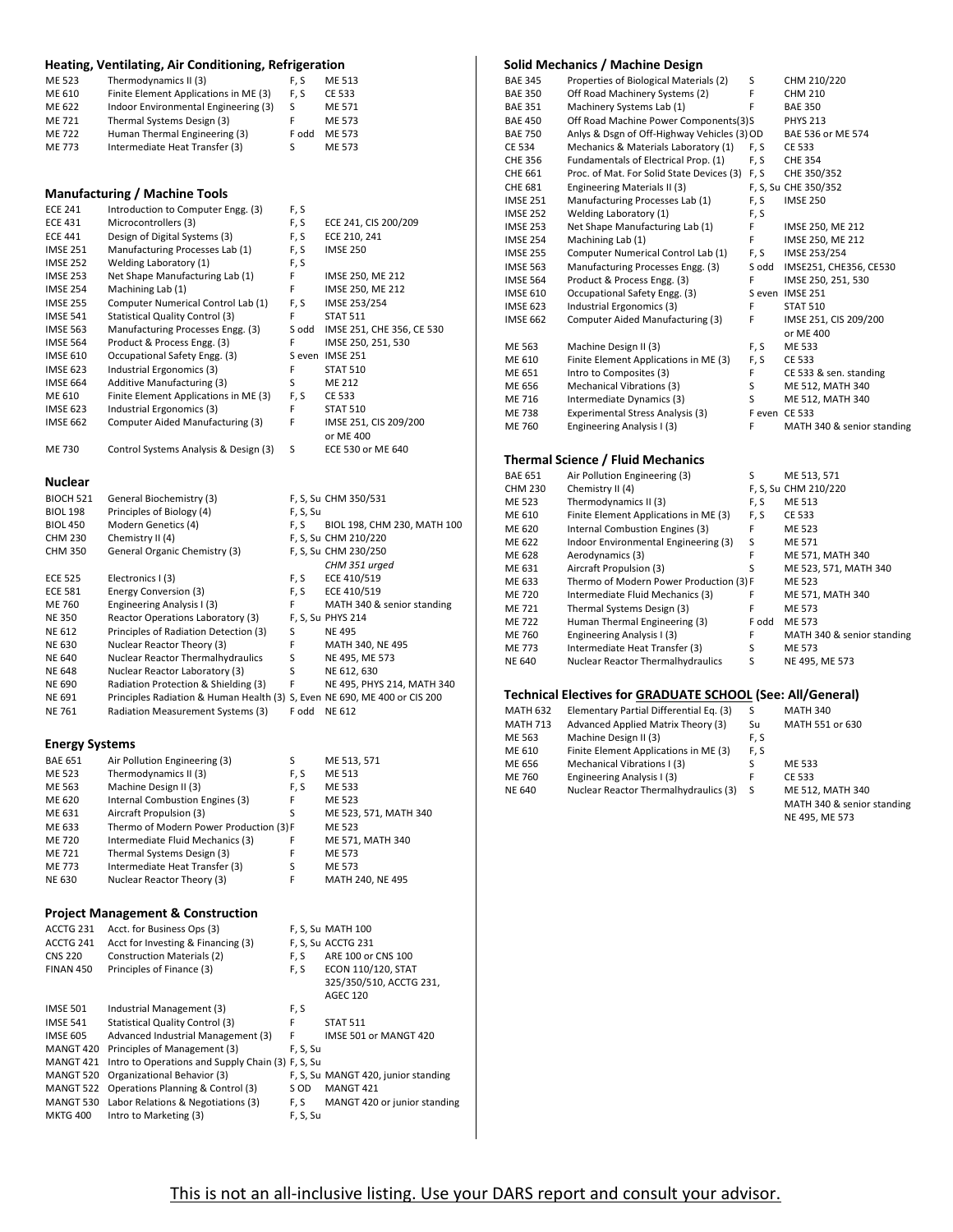### Heating, Ventilating, Air Conditioning, Refrigeration

| | | | |
|---|---|---|---|
| ME 523 | Thermodynamics II (3) | F, S | ME 513 |
| ME 610 | Finite Element Applications in ME (3) | F, S | CE 533 |
| ME 622 | Indoor Environmental Engineering (3) | S | ME 571 |
| ME 721 | Thermal Systems Design (3) | F | ME 573 |
| ME 722 | Human Thermal Engineering (3) | F odd | ME 573 |
| ME 773 | Intermediate Heat Transfer (3) | S | ME 573 |

### Manufacturing / Machine Tools

| | | | |
|---|---|---|---|
| ECE 241 | Introduction to Computer Engg. (3) | F, S | |
| ECE 431 | Microcontrollers (3) | F, S | ECE 241, CIS 200/209 |
| ECE 441 | Design of Digital Systems (3) | F, S | ECE 210, 241 |
| IMSE 251 | Manufacturing Processes Lab (1) | F, S | IMSE 250 |
| IMSE 252 | Welding Laboratory (1) | F, S | |
| IMSE 253 | Net Shape Manufacturing Lab (1) | F | IMSE 250, ME 212 |
| IMSE 254 | Machining Lab (1) | F | IMSE 250, ME 212 |
| IMSE 255 | Computer Numerical Control Lab (1) | F, S | IMSE 253/254 |
| IMSE 541 | Statistical Quality Control (3) | F | STAT 511 |
| IMSE 563 | Manufacturing Processes Engg. (3) | S odd | IMSE 251, CHE 356, CE 530 |
| IMSE 564 | Product & Process Engg. (3) | F | IMSE 250, 251, 530 |
| IMSE 610 | Occupational Safety Engg. (3) | S even | IMSE 251 |
| IMSE 623 | Industrial Ergonomics (3) | F | STAT 510 |
| IMSE 664 | Additive Manufacturing (3) | S | ME 212 |
| ME 610 | Finite Element Applications in ME (3) | F, S | CE 533 |
| IMSE 623 | Industrial Ergonomics (3) | F | STAT 510 |
| IMSE 662 | Computer Aided Manufacturing (3) | F | IMSE 251, CIS 209/200 or ME 400 |
| ME 730 | Control Systems Analysis & Design (3) | S | ECE 530 or ME 640 |

### Nuclear

| | | | |
|---|---|---|---|
| BIOCH 521 | General Biochemistry (3) | F, S, Su | CHM 350/531 |
| BIOL 198 | Principles of Biology (4) | F, S, Su | |
| BIOL 450 | Modern Genetics (4) | F, S | BIOL 198, CHM 230, MATH 100 |
| CHM 230 | Chemistry II (4) | F, S, Su | CHM 210/220 |
| CHM 350 | General Organic Chemistry (3) | F, S, Su | CHM 230/250 *CHM 351 urged* |
| ECE 525 | Electronics I (3) | F, S | ECE 410/519 |
| ECE 581 | Energy Conversion (3) | F, S | ECE 410/519 |
| ME 760 | Engineering Analysis I (3) | F | MATH 340 & senior standing |
| NE 350 | Reactor Operations Laboratory (3) | F, S, Su | PHYS 214 |
| NE 612 | Principles of Radiation Detection (3) | S | NE 495 |
| NE 630 | Nuclear Reactor Theory (3) | F | MATH 340, NE 495 |
| NE 640 | Nuclear Reactor Thermalhydraulics | S | NE 495, ME 573 |
| NE 648 | Nuclear Reactor Laboratory (3) | S | NE 612, 630 |
| NE 690 | Radiation Protection & Shielding (3) | F | NE 495, PHYS 214, MATH 340 |
| NE 691 | Principles Radiation & Human Health (3) | S, Even | NE 690, ME 400 or CIS 200 |
| NE 761 | Radiation Measurement Systems (3) | F odd | NE 612 |

### Energy Systems

| | | | |
|---|---|---|---|
| BAE 651 | Air Pollution Engineering (3) | S | ME 513, 571 |
| ME 523 | Thermodynamics II (3) | F, S | ME 513 |
| ME 563 | Machine Design II (3) | F, S | ME 533 |
| ME 620 | Internal Combustion Engines (3) | F | ME 523 |
| ME 631 | Aircraft Propulsion (3) | S | ME 523, 571, MATH 340 |
| ME 633 | Thermo of Modern Power Production (3) | F | ME 523 |
| ME 720 | Intermediate Fluid Mechanics (3) | F | ME 571, MATH 340 |
| ME 721 | Thermal Systems Design (3) | F | ME 573 |
| ME 773 | Intermediate Heat Transfer (3) | S | ME 573 |
| NE 630 | Nuclear Reactor Theory (3) | F | MATH 240, NE 495 |

### Project Management & Construction

| | | | |
|---|---|---|---|
| ACCTG 231 | Acct. for Business Ops (3) | F, S, Su | MATH 100 |
| ACCTG 241 | Acct for Investing & Financing (3) | F, S, Su | ACCTG 231 |
| CNS 220 | Construction Materials (2) | F, S | ARE 100 or CNS 100 |
| FINAN 450 | Principles of Finance (3) | F, S | ECON 110/120, STAT 325/350/510, ACCTG 231, AGEC 120 |
| IMSE 501 | Industrial Management (3) | F, S | |
| IMSE 541 | Statistical Quality Control (3) | F | STAT 511 |
| IMSE 605 | Advanced Industrial Management (3) | F | IMSE 501 or MANGT 420 |
| MANGT 420 | Principles of Management (3) | F, S, Su | |
| MANGT 421 | Intro to Operations and Supply Chain (3) | F, S, Su | |
| MANGT 520 | Organizational Behavior (3) | F, S, Su | MANGT 420, junior standing |
| MANGT 522 | Operations Planning & Control (3) | S OD | MANGT 421 |
| MANGT 530 | Labor Relations & Negotiations (3) | F, S | MANGT 420 or junior standing |
| MKTG 400 | Intro to Marketing (3) | F, S, Su | |

### Solid Mechanics / Machine Design

| | | | |
|---|---|---|---|
| BAE 345 | Properties of Biological Materials (2) | S | CHM 210/220 |
| BAE 350 | Off Road Machinery Systems (2) | F | CHM 210 |
| BAE 351 | Machinery Systems Lab (1) | F | BAE 350 |
| BAE 450 | Off Road Machine Power Components(3) | S | PHYS 213 |
| BAE 750 | Anlys & Dsgn of Off-Highway Vehicles (3) | OD | BAE 536 or ME 574 |
| CE 534 | Mechanics & Materials Laboratory (1) | F, S | CE 533 |
| CHE 356 | Fundamentals of Electrical Prop. (1) | F, S | CHE 354 |
| CHE 661 | Proc. of Mat. For Solid State Devices (3) | F, S | CHE 350/352 |
| CHE 681 | Engineering Materials II (3) | F, S, Su | CHE 350/352 |
| IMSE 251 | Manufacturing Processes Lab (1) | F, S | IMSE 250 |
| IMSE 252 | Welding Laboratory (1) | F, S | |
| IMSE 253 | Net Shape Manufacturing Lab (1) | F | IMSE 250, ME 212 |
| IMSE 254 | Machining Lab (1) | F | IMSE 250, ME 212 |
| IMSE 255 | Computer Numerical Control Lab (1) | F, S | IMSE 253/254 |
| IMSE 563 | Manufacturing Processes Engg. (3) | S odd | IMSE251, CHE356, CE530 |
| IMSE 564 | Product & Process Engg. (3) | F | IMSE 250, 251, 530 |
| IMSE 610 | Occupational Safety Engg. (3) | S even | IMSE 251 |
| IMSE 623 | Industrial Ergonomics (3) | F | STAT 510 |
| IMSE 662 | Computer Aided Manufacturing (3) | F | IMSE 251, CIS 209/200 or ME 400 |
| ME 563 | Machine Design II (3) | F, S | ME 533 |
| ME 610 | Finite Element Applications in ME (3) | F, S | CE 533 |
| ME 651 | Intro to Composites (3) | F | CE 533 & sen. standing |
| ME 656 | Mechanical Vibrations (3) | S | ME 512, MATH 340 |
| ME 716 | Intermediate Dynamics (3) | S | ME 512, MATH 340 |
| ME 738 | Experimental Stress Analysis (3) | F even | CE 533 |
| ME 760 | Engineering Analysis I (3) | F | MATH 340 & senior standing |

### Thermal Science / Fluid Mechanics

| | | | |
|---|---|---|---|
| BAE 651 | Air Pollution Engineering (3) | S | ME 513, 571 |
| CHM 230 | Chemistry II (4) | F, S, Su | CHM 210/220 |
| ME 523 | Thermodynamics II (3) | F, S | ME 513 |
| ME 610 | Finite Element Applications in ME (3) | F, S | CE 533 |
| ME 620 | Internal Combustion Engines (3) | F | ME 523 |
| ME 622 | Indoor Environmental Engineering (3) | S | ME 571 |
| ME 628 | Aerodynamics (3) | F | ME 571, MATH 340 |
| ME 631 | Aircraft Propulsion (3) | S | ME 523, 571, MATH 340 |
| ME 633 | Thermo of Modern Power Production (3) | F | ME 523 |
| ME 720 | Intermediate Fluid Mechanics (3) | F | ME 571, MATH 340 |
| ME 721 | Thermal Systems Design (3) | F | ME 573 |
| ME 722 | Human Thermal Engineering (3) | F odd | ME 573 |
| ME 760 | Engineering Analysis I (3) | F | MATH 340 & senior standing |
| ME 773 | Intermediate Heat Transfer (3) | S | ME 573 |
| NE 640 | Nuclear Reactor Thermalhydraulics | S | NE 495, ME 573 |

### Technical Electives for GRADUATE SCHOOL (See: All/General)

| | | | |
|---|---|---|---|
| MATH 632 | Elementary Partial Differential Eq. (3) | S | MATH 340 |
| MATH 713 | Advanced Applied Matrix Theory (3) | Su | MATH 551 or 630 |
| ME 563 | Machine Design II (3) | F, S | |
| ME 610 | Finite Element Applications in ME (3) | F, S | |
| ME 656 | Mechanical Vibrations I (3) | S | ME 533 |
| ME 760 | Engineering Analysis I (3) | F | CE 533 |
| NE 640 | Nuclear Reactor Thermalhydraulics (3) | S | ME 512, MATH 340 |
| | | | MATH 340 & senior standing |
| | | | NE 495, ME 573 |

This is not an all-inclusive listing. Use your DARS report and consult your advisor.